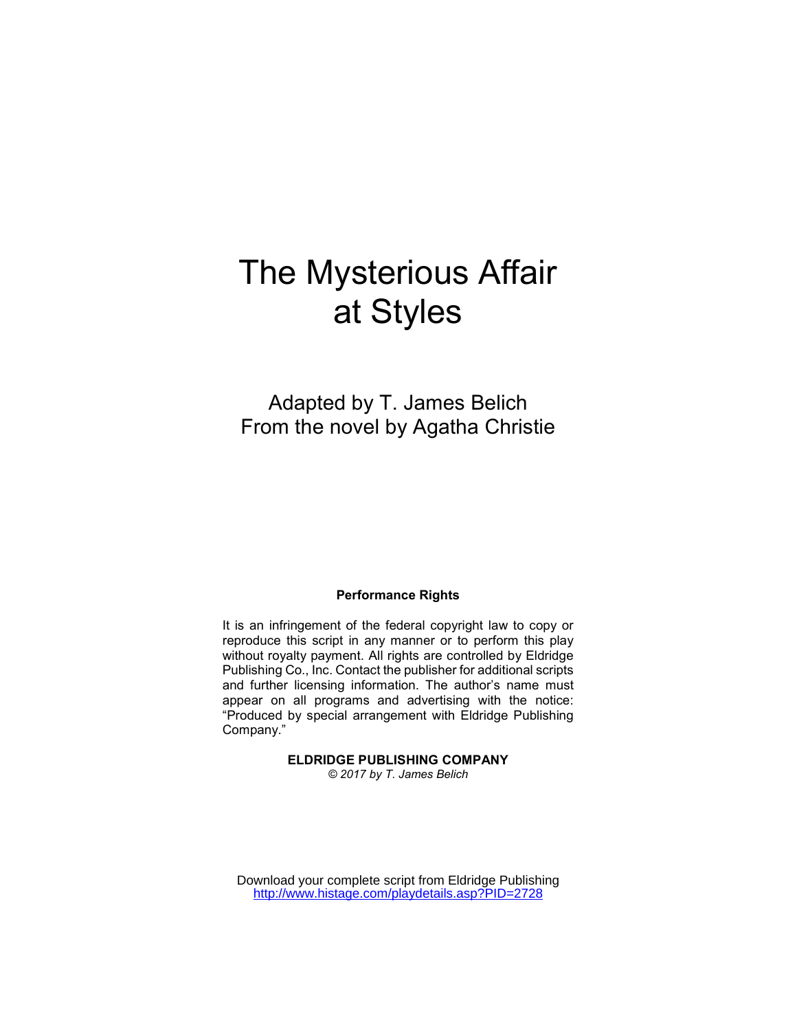# The Mysterious Affair at Styles

Adapted by T. James Belich
From the novel by Agatha Christie

**Performance Rights**

It is an infringement of the federal copyright law to copy or reproduce this script in any manner or to perform this play without royalty payment. All rights are controlled by Eldridge Publishing Co., Inc. Contact the publisher for additional scripts and further licensing information. The author's name must appear on all programs and advertising with the notice: "Produced by special arrangement with Eldridge Publishing Company."

**ELDRIDGE PUBLISHING COMPANY**
*© 2017 by T. James Belich*

Download your complete script from Eldridge Publishing
http://www.histage.com/playdetails.asp?PID=2728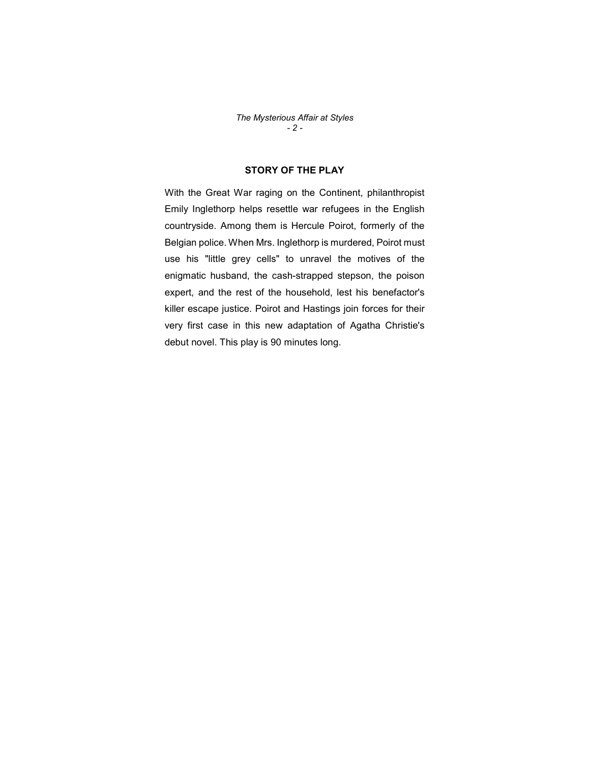## STORY OF THE PLAY

With the Great War raging on the Continent, philanthropist Emily Inglethorp helps resettle war refugees in the English countryside. Among them is Hercule Poirot, formerly of the Belgian police. When Mrs. Inglethorp is murdered, Poirot must use his "little grey cells" to unravel the motives of the enigmatic husband, the cash-strapped stepson, the poison expert, and the rest of the household, lest his benefactor's killer escape justice. Poirot and Hastings join forces for their very first case in this new adaptation of Agatha Christie's debut novel. This play is 90 minutes long.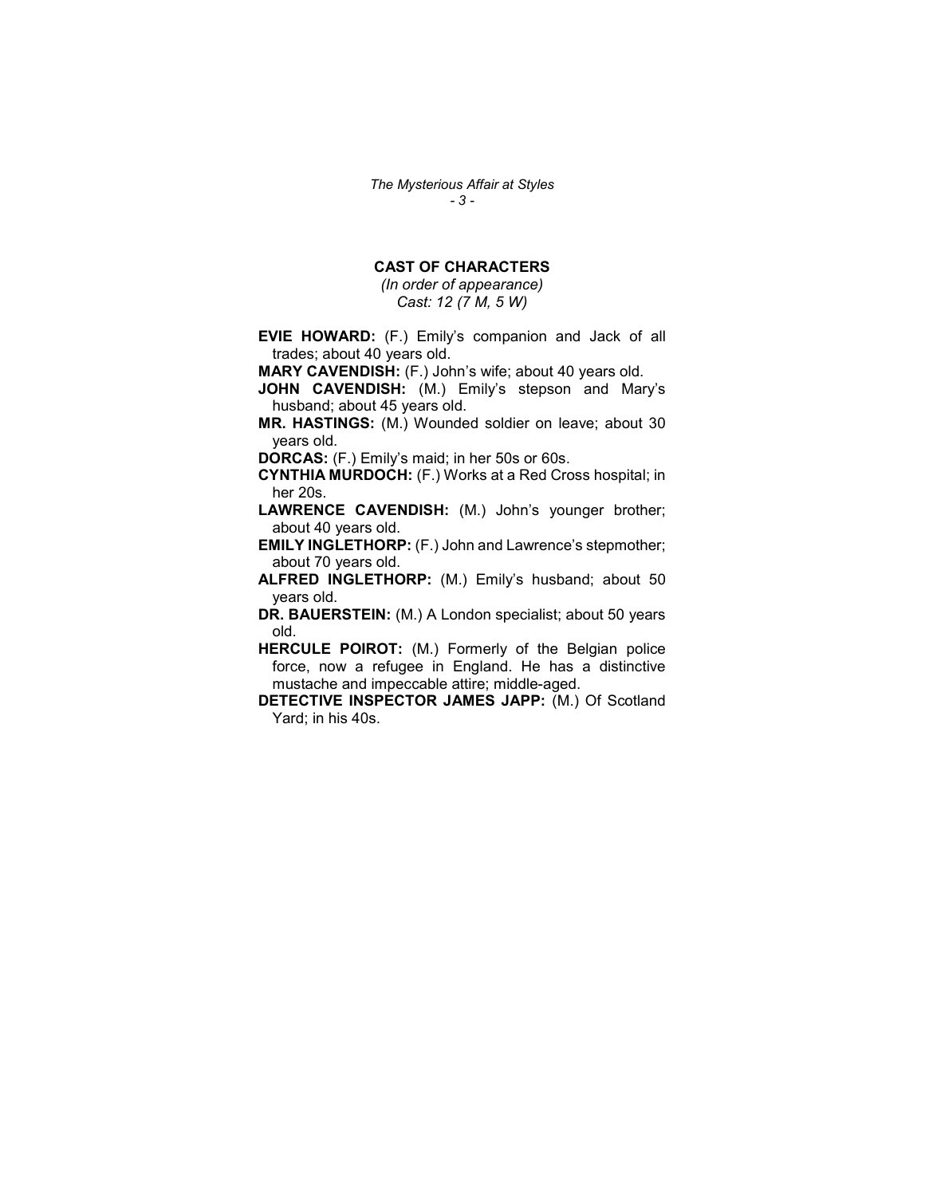## CAST OF CHARACTERS

*(In order of appearance)*
*Cast: 12 (7 M, 5 W)*

**EVIE HOWARD:** (F.) Emily's companion and Jack of all trades; about 40 years old.

**MARY CAVENDISH:** (F.) John's wife; about 40 years old.

**JOHN CAVENDISH:** (M.) Emily's stepson and Mary's husband; about 45 years old.

**MR. HASTINGS:** (M.) Wounded soldier on leave; about 30 years old.

**DORCAS:** (F.) Emily's maid; in her 50s or 60s.

**CYNTHIA MURDOCH:** (F.) Works at a Red Cross hospital; in her 20s.

**LAWRENCE CAVENDISH:** (M.) John's younger brother; about 40 years old.

**EMILY INGLETHORP:** (F.) John and Lawrence's stepmother; about 70 years old.

**ALFRED INGLETHORP:** (M.) Emily's husband; about 50 years old.

**DR. BAUERSTEIN:** (M.) A London specialist; about 50 years old.

**HERCULE POIROT:** (M.) Formerly of the Belgian police force, now a refugee in England. He has a distinctive mustache and impeccable attire; middle-aged.

**DETECTIVE INSPECTOR JAMES JAPP:** (M.) Of Scotland Yard; in his 40s.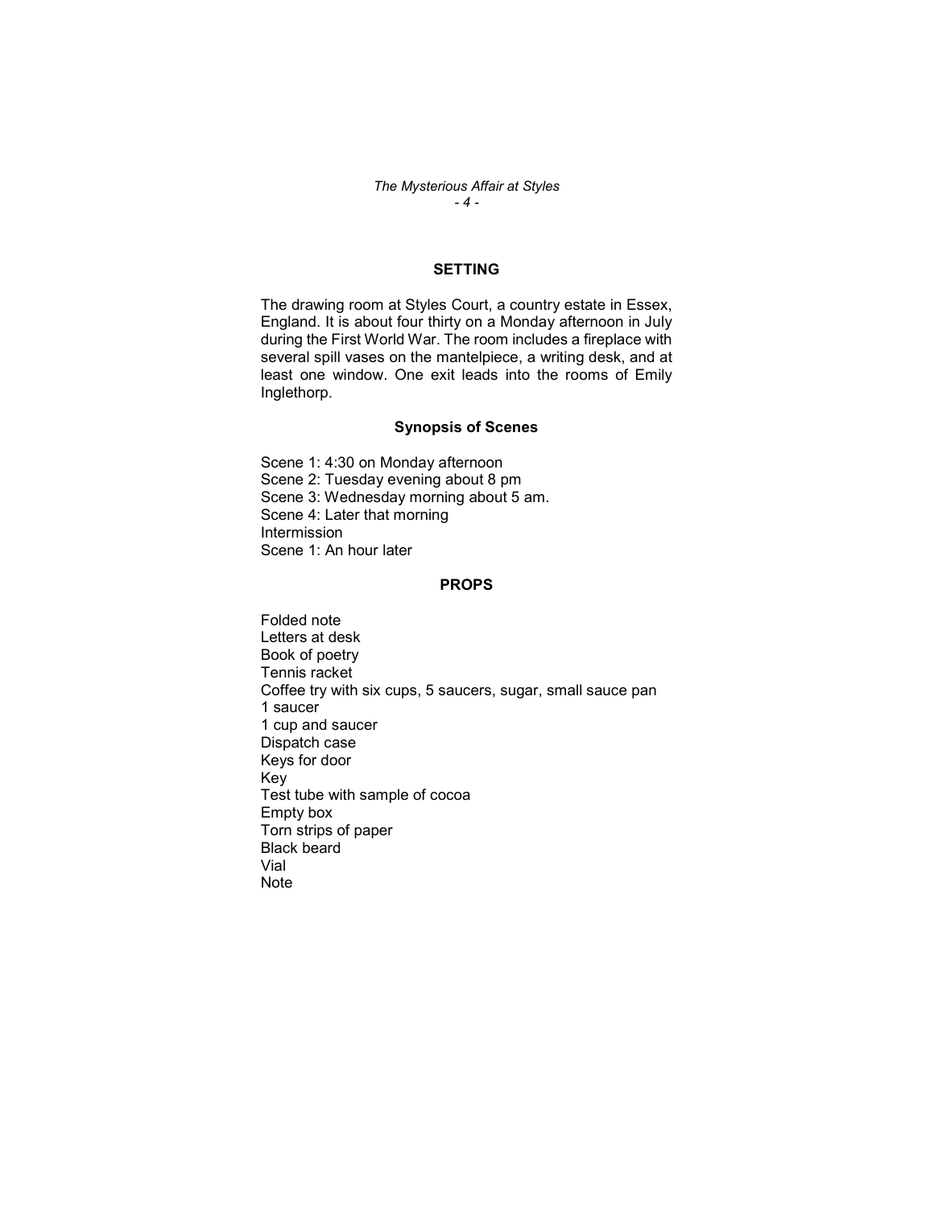## SETTING

The drawing room at Styles Court, a country estate in Essex, England. It is about four thirty on a Monday afternoon in July during the First World War. The room includes a fireplace with several spill vases on the mantelpiece, a writing desk, and at least one window. One exit leads into the rooms of Emily Inglethorp.

### Synopsis of Scenes

Scene 1: 4:30 on Monday afternoon
Scene 2: Tuesday evening about 8 pm
Scene 3: Wednesday morning about 5 am.
Scene 4: Later that morning
Intermission
Scene 1: An hour later

## PROPS

Folded note
Letters at desk
Book of poetry
Tennis racket
Coffee try with six cups, 5 saucers, sugar, small sauce pan
1 saucer
1 cup and saucer
Dispatch case
Keys for door
Key
Test tube with sample of cocoa
Empty box
Torn strips of paper
Black beard
Vial
Note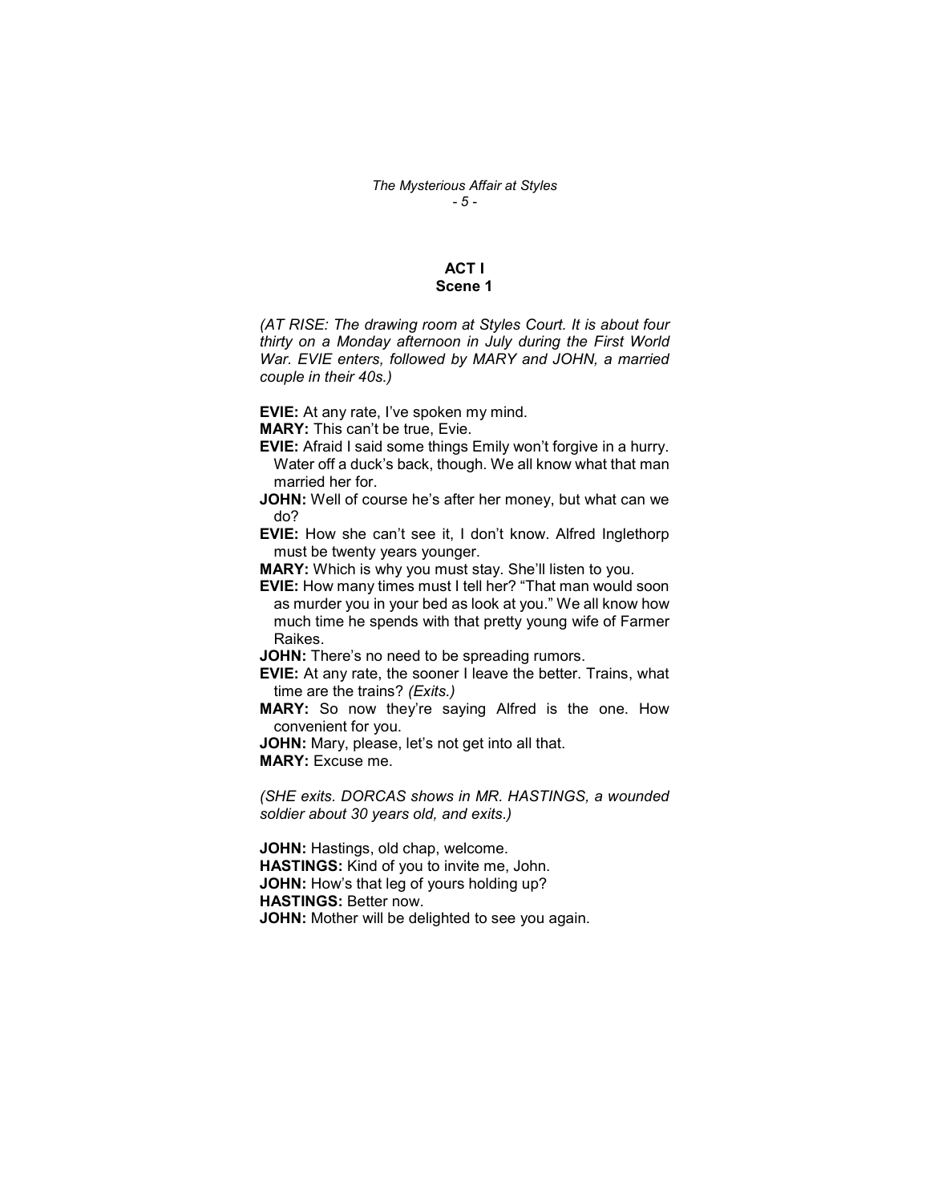## ACT I
### Scene 1

*(AT RISE: The drawing room at Styles Court. It is about four thirty on a Monday afternoon in July during the First World War. EVIE enters, followed by MARY and JOHN, a married couple in their 40s.)*

**EVIE:** At any rate, I've spoken my mind.

**MARY:** This can't be true, Evie.

**EVIE:** Afraid I said some things Emily won't forgive in a hurry. Water off a duck's back, though. We all know what that man married her for.

**JOHN:** Well of course he's after her money, but what can we do?

**EVIE:** How she can't see it, I don't know. Alfred Inglethorp must be twenty years younger.

**MARY:** Which is why you must stay. She'll listen to you.

**EVIE:** How many times must I tell her? "That man would soon as murder you in your bed as look at you." We all know how much time he spends with that pretty young wife of Farmer Raikes.

**JOHN:** There's no need to be spreading rumors.

**EVIE:** At any rate, the sooner I leave the better. Trains, what time are the trains? *(Exits.)*

**MARY:** So now they're saying Alfred is the one. How convenient for you.

**JOHN:** Mary, please, let's not get into all that.

**MARY:** Excuse me.

*(SHE exits. DORCAS shows in MR. HASTINGS, a wounded soldier about 30 years old, and exits.)*

**JOHN:** Hastings, old chap, welcome.

**HASTINGS:** Kind of you to invite me, John.

**JOHN:** How's that leg of yours holding up?

**HASTINGS:** Better now.

**JOHN:** Mother will be delighted to see you again.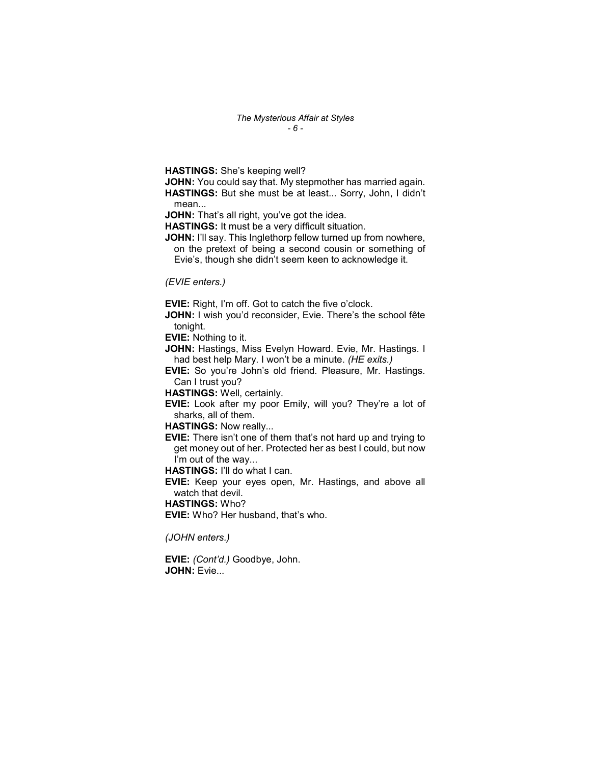**HASTINGS:** She's keeping well?

**JOHN:** You could say that. My stepmother has married again.

**HASTINGS:** But she must be at least... Sorry, John, I didn't mean...

**JOHN:** That's all right, you've got the idea.

**HASTINGS:** It must be a very difficult situation.

**JOHN:** I'll say. This Inglethorp fellow turned up from nowhere, on the pretext of being a second cousin or something of Evie's, though she didn't seem keen to acknowledge it.

*(EVIE enters.)*

**EVIE:** Right, I'm off. Got to catch the five o'clock.

**JOHN:** I wish you'd reconsider, Evie. There's the school fête tonight.

**EVIE:** Nothing to it.

**JOHN:** Hastings, Miss Evelyn Howard. Evie, Mr. Hastings. I had best help Mary. I won't be a minute. *(HE exits.)*

**EVIE:** So you're John's old friend. Pleasure, Mr. Hastings. Can I trust you?

**HASTINGS:** Well, certainly.

**EVIE:** Look after my poor Emily, will you? They're a lot of sharks, all of them.

**HASTINGS:** Now really...

**EVIE:** There isn't one of them that's not hard up and trying to get money out of her. Protected her as best I could, but now I'm out of the way...

**HASTINGS:** I'll do what I can.

**EVIE:** Keep your eyes open, Mr. Hastings, and above all watch that devil.

**HASTINGS:** Who?

**EVIE:** Who? Her husband, that's who.

*(JOHN enters.)*

**EVIE:** *(Cont'd.)* Goodbye, John.

**JOHN:** Evie...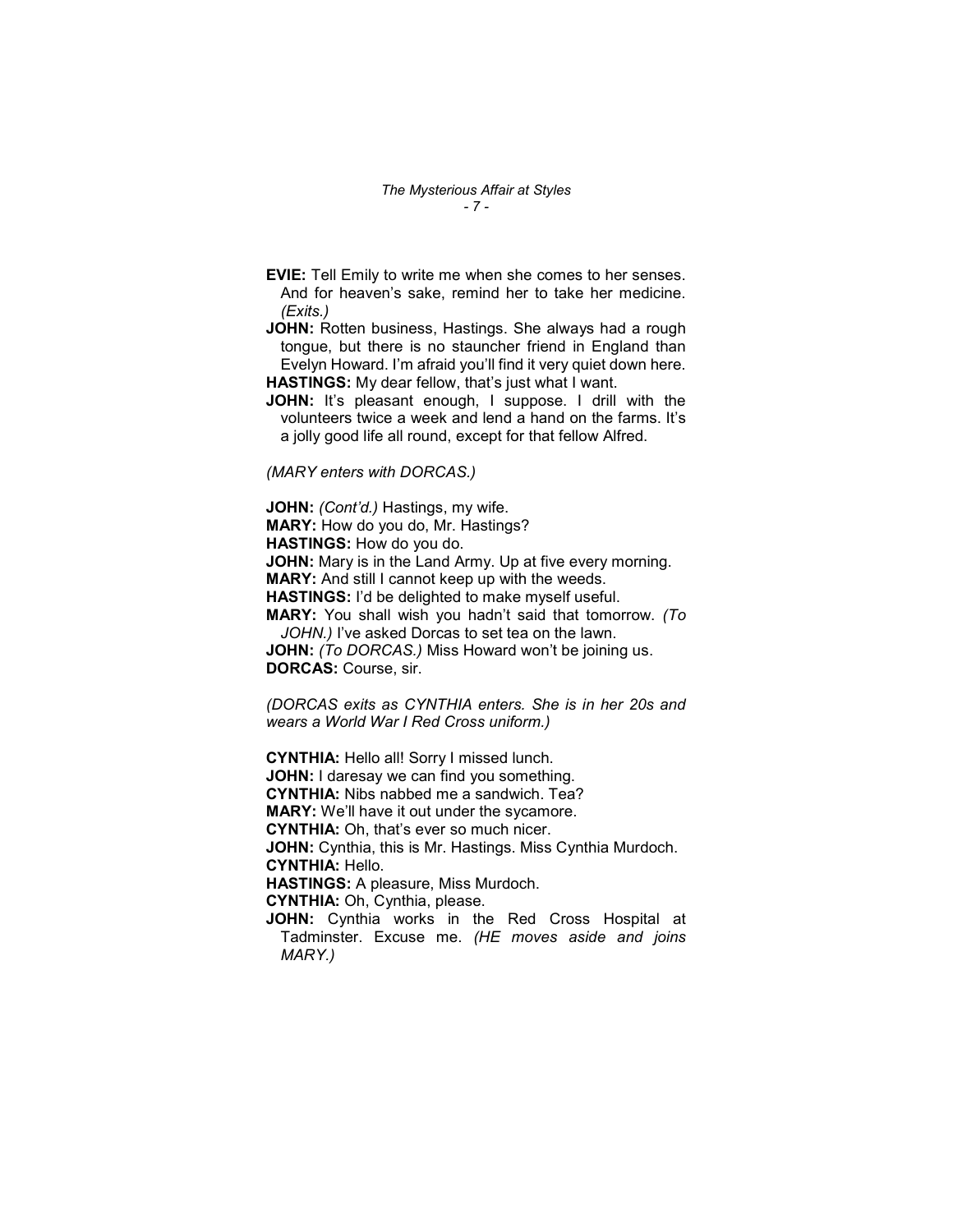**EVIE:** Tell Emily to write me when she comes to her senses. And for heaven's sake, remind her to take her medicine. *(Exits.)*

**JOHN:** Rotten business, Hastings. She always had a rough tongue, but there is no stauncher friend in England than Evelyn Howard. I'm afraid you'll find it very quiet down here.

**HASTINGS:** My dear fellow, that's just what I want.

**JOHN:** It's pleasant enough, I suppose. I drill with the volunteers twice a week and lend a hand on the farms. It's a jolly good life all round, except for that fellow Alfred.

*(MARY enters with DORCAS.)*

**JOHN:** *(Cont'd.)* Hastings, my wife.

**MARY:** How do you do, Mr. Hastings?

**HASTINGS:** How do you do.

**JOHN:** Mary is in the Land Army. Up at five every morning.

**MARY:** And still I cannot keep up with the weeds.

**HASTINGS:** I'd be delighted to make myself useful.

**MARY:** You shall wish you hadn't said that tomorrow. *(To JOHN.)* I've asked Dorcas to set tea on the lawn.

**JOHN:** *(To DORCAS.)* Miss Howard won't be joining us.

**DORCAS:** Course, sir.

*(DORCAS exits as CYNTHIA enters. She is in her 20s and wears a World War I Red Cross uniform.)*

**CYNTHIA:** Hello all! Sorry I missed lunch.

**JOHN:** I daresay we can find you something.

**CYNTHIA:** Nibs nabbed me a sandwich. Tea?

**MARY:** We'll have it out under the sycamore.

**CYNTHIA:** Oh, that's ever so much nicer.

**JOHN:** Cynthia, this is Mr. Hastings. Miss Cynthia Murdoch.

**CYNTHIA:** Hello.

**HASTINGS:** A pleasure, Miss Murdoch.

**CYNTHIA:** Oh, Cynthia, please.

**JOHN:** Cynthia works in the Red Cross Hospital at Tadminster. Excuse me. *(HE moves aside and joins MARY.)*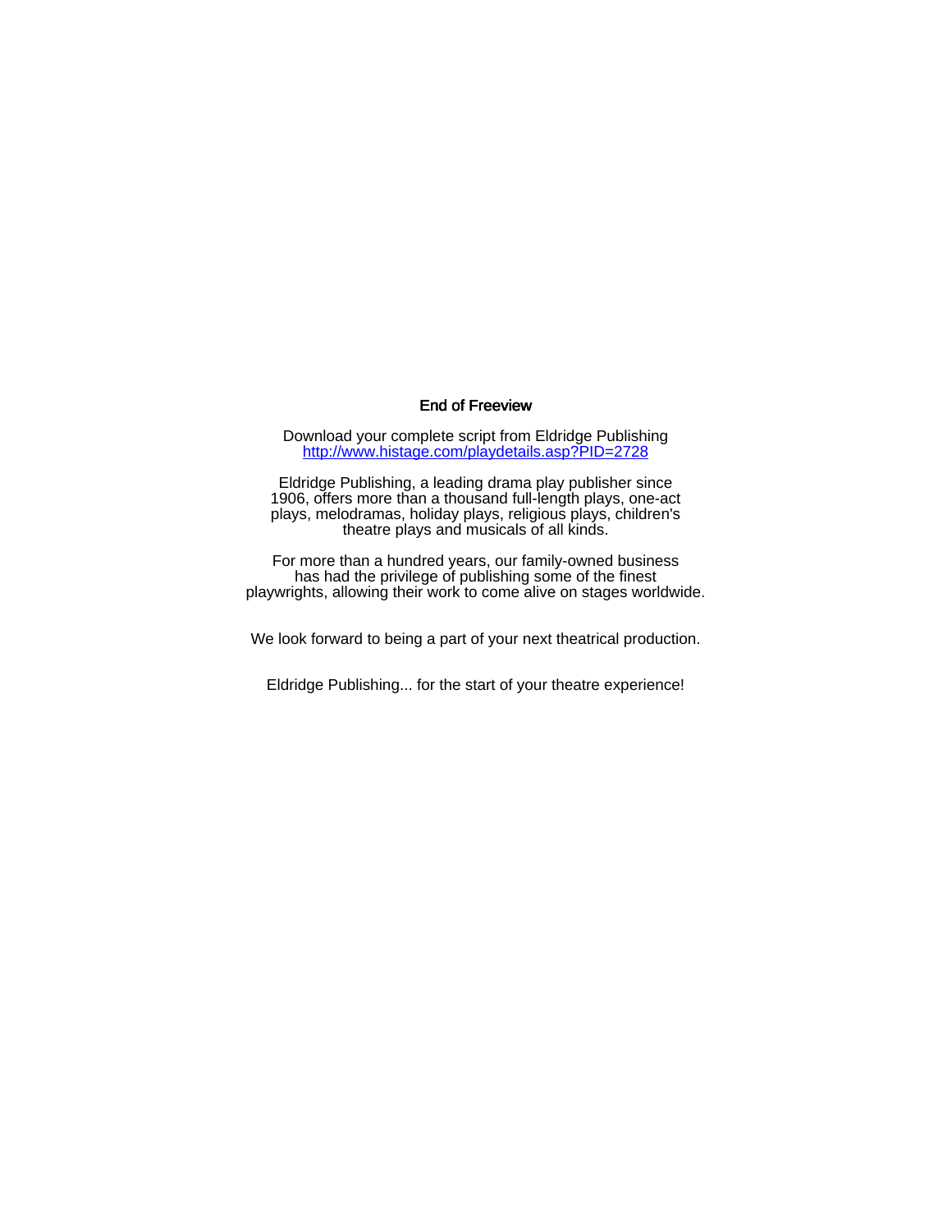**End of Freeview**

Download your complete script from Eldridge Publishing
http://www.histage.com/playdetails.asp?PID=2728

Eldridge Publishing, a leading drama play publisher since 1906, offers more than a thousand full-length plays, one-act plays, melodramas, holiday plays, religious plays, children's theatre plays and musicals of all kinds.

For more than a hundred years, our family-owned business has had the privilege of publishing some of the finest playwrights, allowing their work to come alive on stages worldwide.

We look forward to being a part of your next theatrical production.

Eldridge Publishing... for the start of your theatre experience!